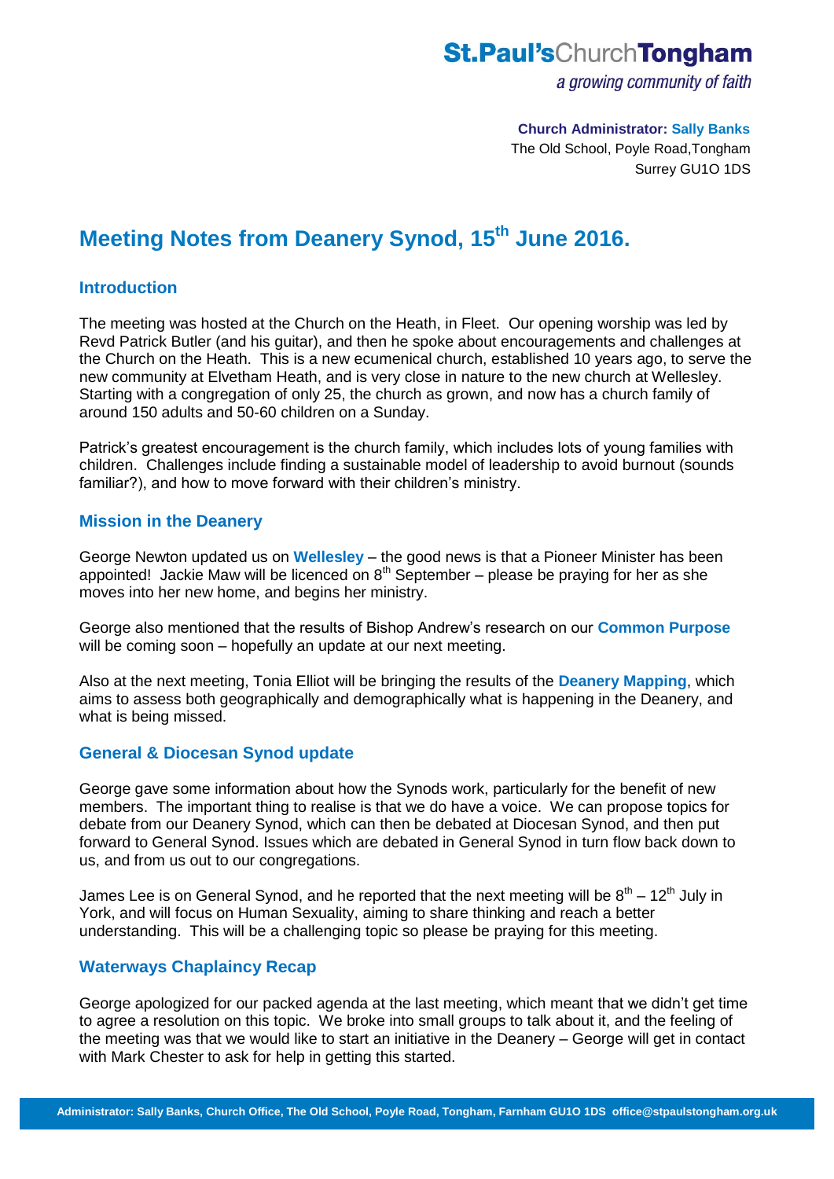St.Paul'sChurchTongham

*a growing community of faith*

**Church Administrator: Sally Banks**
The Old School, Poyle Road,Tongham
Surrey GU1O 1DS

# Meeting Notes from Deanery Synod, 15th June 2016.

## Introduction

The meeting was hosted at the Church on the Heath, in Fleet. Our opening worship was led by Revd Patrick Butler (and his guitar), and then he spoke about encouragements and challenges at the Church on the Heath. This is a new ecumenical church, established 10 years ago, to serve the new community at Elvetham Heath, and is very close in nature to the new church at Wellesley. Starting with a congregation of only 25, the church as grown, and now has a church family of around 150 adults and 50-60 children on a Sunday.

Patrick's greatest encouragement is the church family, which includes lots of young families with children. Challenges include finding a sustainable model of leadership to avoid burnout (sounds familiar?), and how to move forward with their children's ministry.

## Mission in the Deanery

George Newton updated us on **Wellesley** – the good news is that a Pioneer Minister has been appointed! Jackie Maw will be licenced on 8th September – please be praying for her as she moves into her new home, and begins her ministry.

George also mentioned that the results of Bishop Andrew's research on our **Common Purpose** will be coming soon – hopefully an update at our next meeting.

Also at the next meeting, Tonia Elliot will be bringing the results of the **Deanery Mapping**, which aims to assess both geographically and demographically what is happening in the Deanery, and what is being missed.

## General & Diocesan Synod update

George gave some information about how the Synods work, particularly for the benefit of new members. The important thing to realise is that we do have a voice. We can propose topics for debate from our Deanery Synod, which can then be debated at Diocesan Synod, and then put forward to General Synod. Issues which are debated in General Synod in turn flow back down to us, and from us out to our congregations.

James Lee is on General Synod, and he reported that the next meeting will be 8th – 12th July in York, and will focus on Human Sexuality, aiming to share thinking and reach a better understanding. This will be a challenging topic so please be praying for this meeting.

## Waterways Chaplaincy Recap

George apologized for our packed agenda at the last meeting, which meant that we didn't get time to agree a resolution on this topic. We broke into small groups to talk about it, and the feeling of the meeting was that we would like to start an initiative in the Deanery – George will get in contact with Mark Chester to ask for help in getting this started.

Administrator: Sally Banks, Church Office, The Old School, Poyle Road, Tongham, Farnham GU1O 1DS office@stpaulstongham.org.uk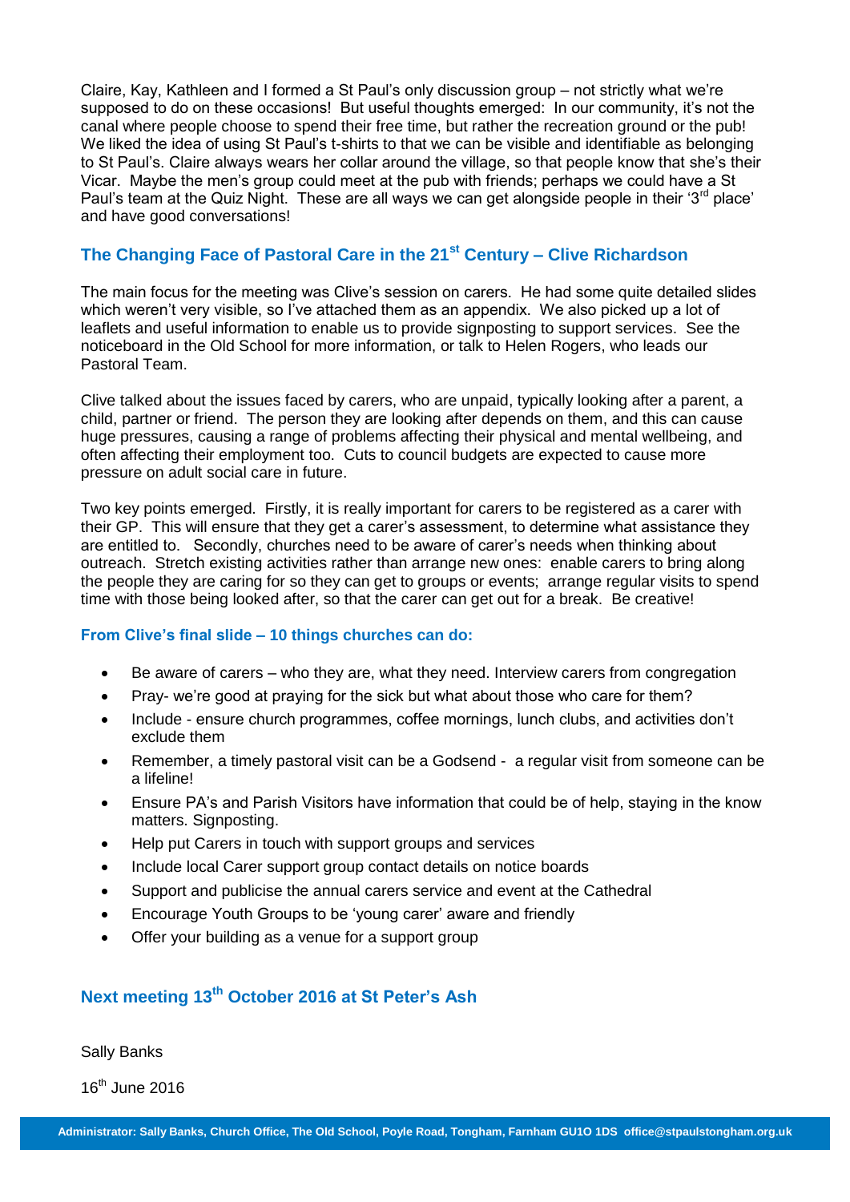Claire, Kay, Kathleen and I formed a St Paul's only discussion group – not strictly what we're supposed to do on these occasions! But useful thoughts emerged: In our community, it's not the canal where people choose to spend their free time, but rather the recreation ground or the pub! We liked the idea of using St Paul's t-shirts to that we can be visible and identifiable as belonging to St Paul's. Claire always wears her collar around the village, so that people know that she's their Vicar. Maybe the men's group could meet at the pub with friends; perhaps we could have a St Paul's team at the Quiz Night. These are all ways we can get alongside people in their '3rd place' and have good conversations!

## The Changing Face of Pastoral Care in the 21st Century – Clive Richardson

The main focus for the meeting was Clive's session on carers. He had some quite detailed slides which weren't very visible, so I've attached them as an appendix. We also picked up a lot of leaflets and useful information to enable us to provide signposting to support services. See the noticeboard in the Old School for more information, or talk to Helen Rogers, who leads our Pastoral Team.

Clive talked about the issues faced by carers, who are unpaid, typically looking after a parent, a child, partner or friend. The person they are looking after depends on them, and this can cause huge pressures, causing a range of problems affecting their physical and mental wellbeing, and often affecting their employment too. Cuts to council budgets are expected to cause more pressure on adult social care in future.

Two key points emerged. Firstly, it is really important for carers to be registered as a carer with their GP. This will ensure that they get a carer's assessment, to determine what assistance they are entitled to. Secondly, churches need to be aware of carer's needs when thinking about outreach. Stretch existing activities rather than arrange new ones: enable carers to bring along the people they are caring for so they can get to groups or events; arrange regular visits to spend time with those being looked after, so that the carer can get out for a break. Be creative!

### From Clive's final slide – 10 things churches can do:

- Be aware of carers – who they are, what they need. Interview carers from congregation
- Pray- we're good at praying for the sick but what about those who care for them?
- Include - ensure church programmes, coffee mornings, lunch clubs, and activities don't exclude them
- Remember, a timely pastoral visit can be a Godsend - a regular visit from someone can be a lifeline!
- Ensure PA's and Parish Visitors have information that could be of help, staying in the know matters. Signposting.
- Help put Carers in touch with support groups and services
- Include local Carer support group contact details on notice boards
- Support and publicise the annual carers service and event at the Cathedral
- Encourage Youth Groups to be 'young carer' aware and friendly
- Offer your building as a venue for a support group

## Next meeting 13th October 2016 at St Peter's Ash

Sally Banks

16th June 2016